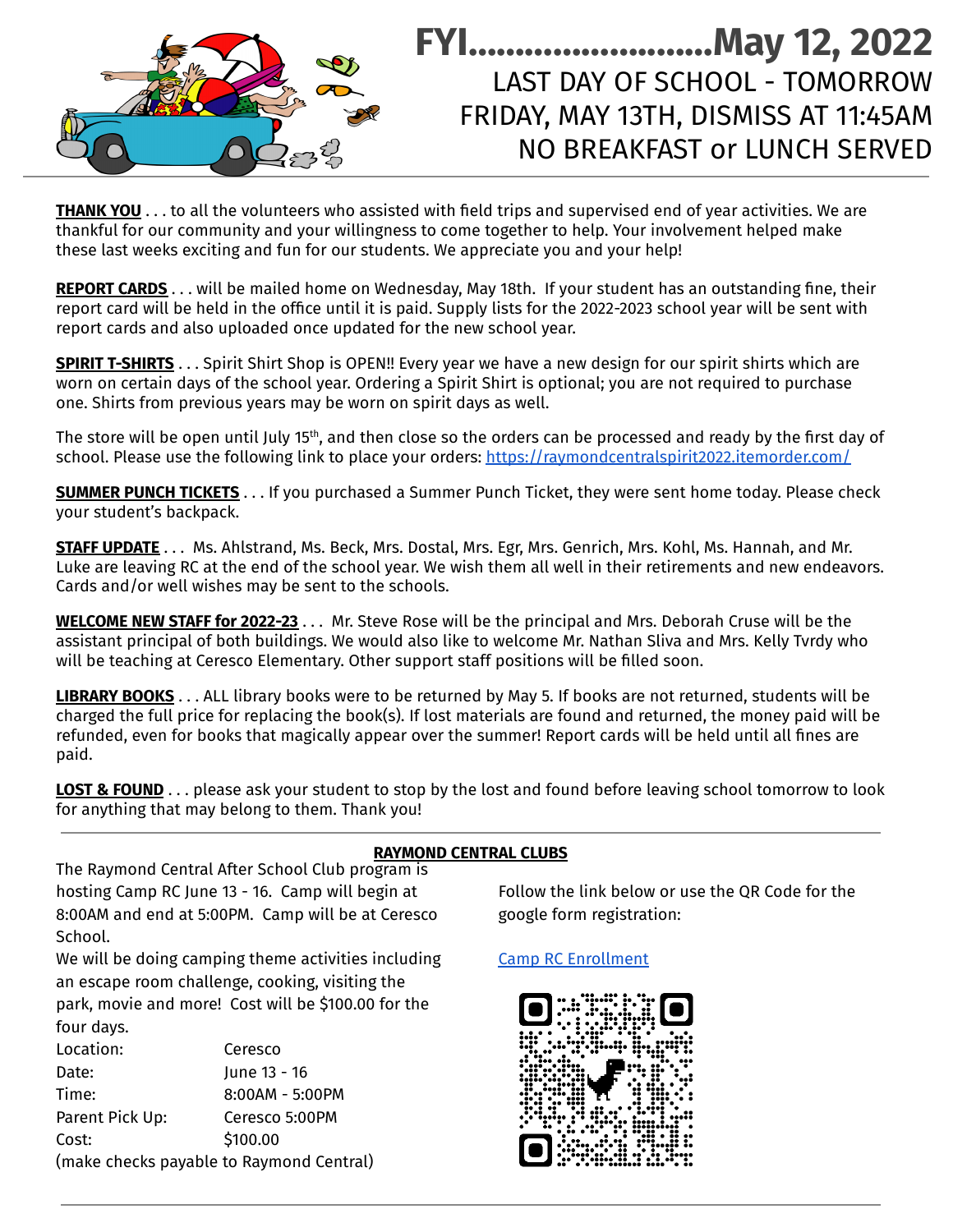# FYI…………………….May 12, 2022

## LAST DAY OF SCHOOL - TOMORROW
## FRIDAY, MAY 13TH, DISMISS AT 11:45AM
## NO BREAKFAST or LUNCH SERVED

**THANK YOU** . . . to all the volunteers who assisted with field trips and supervised end of year activities. We are thankful for our community and your willingness to come together to help. Your involvement helped make these last weeks exciting and fun for our students. We appreciate you and your help!

**REPORT CARDS** . . . will be mailed home on Wednesday, May 18th. If your student has an outstanding fine, their report card will be held in the office until it is paid. Supply lists for the 2022-2023 school year will be sent with report cards and also uploaded once updated for the new school year.

**SPIRIT T-SHIRTS** . . . Spirit Shirt Shop is OPEN!! Every year we have a new design for our spirit shirts which are worn on certain days of the school year. Ordering a Spirit Shirt is optional; you are not required to purchase one. Shirts from previous years may be worn on spirit days as well.

The store will be open until July 15th, and then close so the orders can be processed and ready by the first day of school. Please use the following link to place your orders: https://raymondcentralspirit2022.itemorder.com/

**SUMMER PUNCH TICKETS** . . . If you purchased a Summer Punch Ticket, they were sent home today. Please check your student's backpack.

**STAFF UPDATE** . . . Ms. Ahlstrand, Ms. Beck, Mrs. Dostal, Mrs. Egr, Mrs. Genrich, Mrs. Kohl, Ms. Hannah, and Mr. Luke are leaving RC at the end of the school year. We wish them all well in their retirements and new endeavors. Cards and/or well wishes may be sent to the schools.

**WELCOME NEW STAFF for 2022-23** . . . Mr. Steve Rose will be the principal and Mrs. Deborah Cruse will be the assistant principal of both buildings. We would also like to welcome Mr. Nathan Sliva and Mrs. Kelly Tvrdy who will be teaching at Ceresco Elementary. Other support staff positions will be filled soon.

**LIBRARY BOOKS** . . . ALL library books were to be returned by May 5. If books are not returned, students will be charged the full price for replacing the book(s). If lost materials are found and returned, the money paid will be refunded, even for books that magically appear over the summer! Report cards will be held until all fines are paid.

**LOST & FOUND** . . . please ask your student to stop by the lost and found before leaving school tomorrow to look for anything that may belong to them. Thank you!

---

**RAYMOND CENTRAL CLUBS**

The Raymond Central After School Club program is hosting Camp RC June 13 - 16. Camp will begin at 8:00AM and end at 5:00PM. Camp will be at Ceresco School.

We will be doing camping theme activities including an escape room challenge, cooking, visiting the park, movie and more! Cost will be $100.00 for the four days.

| | |
|---|---|
| Location: | Ceresco |
| Date: | June 13 - 16 |
| Time: | 8:00AM - 5:00PM |
| Parent Pick Up: | Ceresco 5:00PM |
| Cost: | $100.00 |

(make checks payable to Raymond Central)

Follow the link below or use the QR Code for the google form registration:

Camp RC Enrollment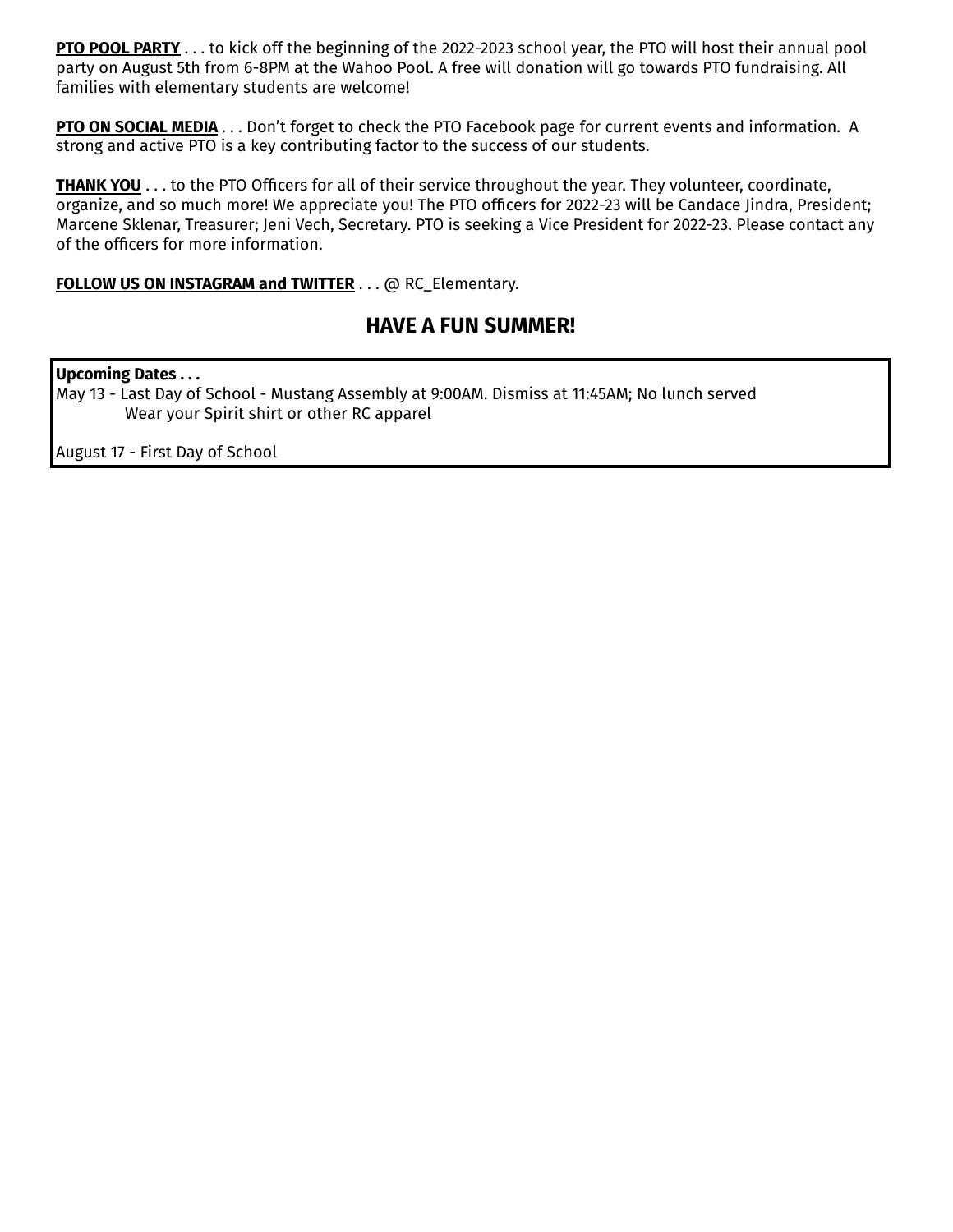**<u>PTO POOL PARTY</u>** . . . to kick off the beginning of the 2022-2023 school year, the PTO will host their annual pool party on August 5th from 6-8PM at the Wahoo Pool. A free will donation will go towards PTO fundraising. All families with elementary students are welcome!

**<u>PTO ON SOCIAL MEDIA</u>** . . . Don't forget to check the PTO Facebook page for current events and information. A strong and active PTO is a key contributing factor to the success of our students.

**<u>THANK YOU</u>** . . . to the PTO Officers for all of their service throughout the year. They volunteer, coordinate, organize, and so much more! We appreciate you! The PTO officers for 2022-23 will be Candace Jindra, President; Marcene Sklenar, Treasurer; Jeni Vech, Secretary. PTO is seeking a Vice President for 2022-23. Please contact any of the officers for more information.

**<u>FOLLOW US ON INSTAGRAM and TWITTER</u>** . . . @ RC_Elementary.

## HAVE A FUN SUMMER!

**Upcoming Dates . . .**

May 13 - Last Day of School - Mustang Assembly at 9:00AM. Dismiss at 11:45AM; No lunch served
    Wear your Spirit shirt or other RC apparel

August 17 - First Day of School